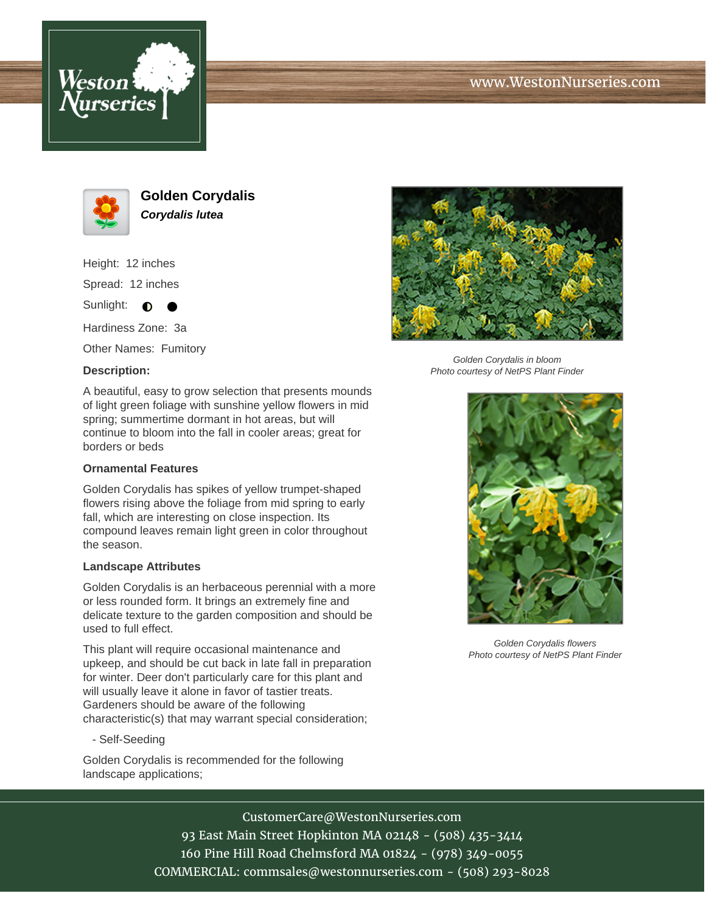# Golden Corydalis

***Corydalis lutea***

Height: 12 inches

Spread: 12 inches

Sunlight: ◐ ●

Hardiness Zone: 3a

Other Names: Fumitory

**Description:**

A beautiful, easy to grow selection that presents mounds of light green foliage with sunshine yellow flowers in mid spring; summertime dormant in hot areas, but will continue to bloom into the fall in cooler areas; great for borders or beds

**Ornamental Features**

Golden Corydalis has spikes of yellow trumpet-shaped flowers rising above the foliage from mid spring to early fall, which are interesting on close inspection. Its compound leaves remain light green in color throughout the season.

**Landscape Attributes**

Golden Corydalis is an herbaceous perennial with a more or less rounded form. It brings an extremely fine and delicate texture to the garden composition and should be used to full effect.

This plant will require occasional maintenance and upkeep, and should be cut back in late fall in preparation for winter. Deer don't particularly care for this plant and will usually leave it alone in favor of tastier treats. Gardeners should be aware of the following characteristic(s) that may warrant special consideration;

- Self-Seeding

Golden Corydalis is recommended for the following landscape applications;

*Golden Corydalis in bloom*
*Photo courtesy of NetPS Plant Finder*

*Golden Corydalis flowers*
*Photo courtesy of NetPS Plant Finder*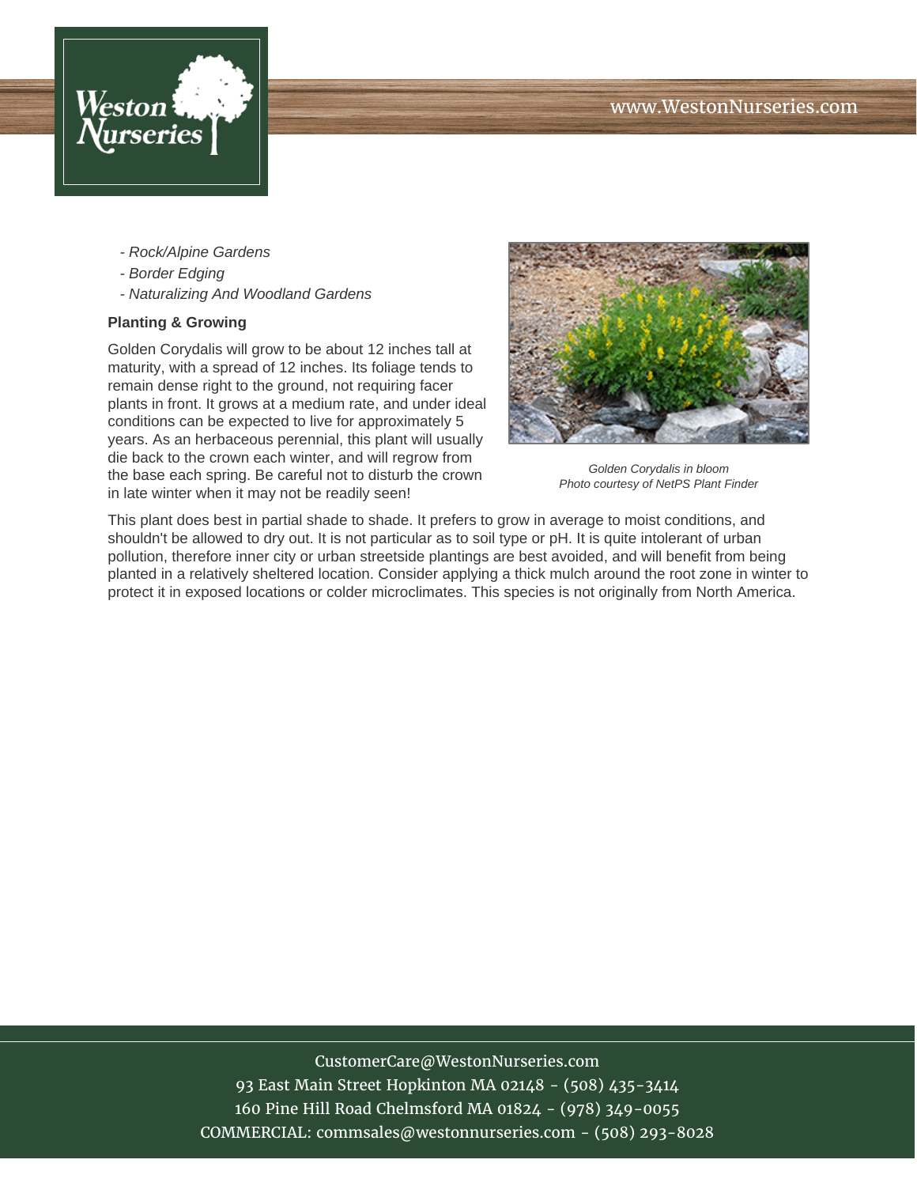- *Rock/Alpine Gardens*
- *Border Edging*
- *Naturalizing And Woodland Gardens*

**Planting & Growing**

Golden Corydalis will grow to be about 12 inches tall at maturity, with a spread of 12 inches. Its foliage tends to remain dense right to the ground, not requiring facer plants in front. It grows at a medium rate, and under ideal conditions can be expected to live for approximately 5 years. As an herbaceous perennial, this plant will usually die back to the crown each winter, and will regrow from the base each spring. Be careful not to disturb the crown in late winter when it may not be readily seen!

*Golden Corydalis in bloom*
*Photo courtesy of NetPS Plant Finder*

This plant does best in partial shade to shade. It prefers to grow in average to moist conditions, and shouldn't be allowed to dry out. It is not particular as to soil type or pH. It is quite intolerant of urban pollution, therefore inner city or urban streetside plantings are best avoided, and will benefit from being planted in a relatively sheltered location. Consider applying a thick mulch around the root zone in winter to protect it in exposed locations or colder microclimates. This species is not originally from North America.